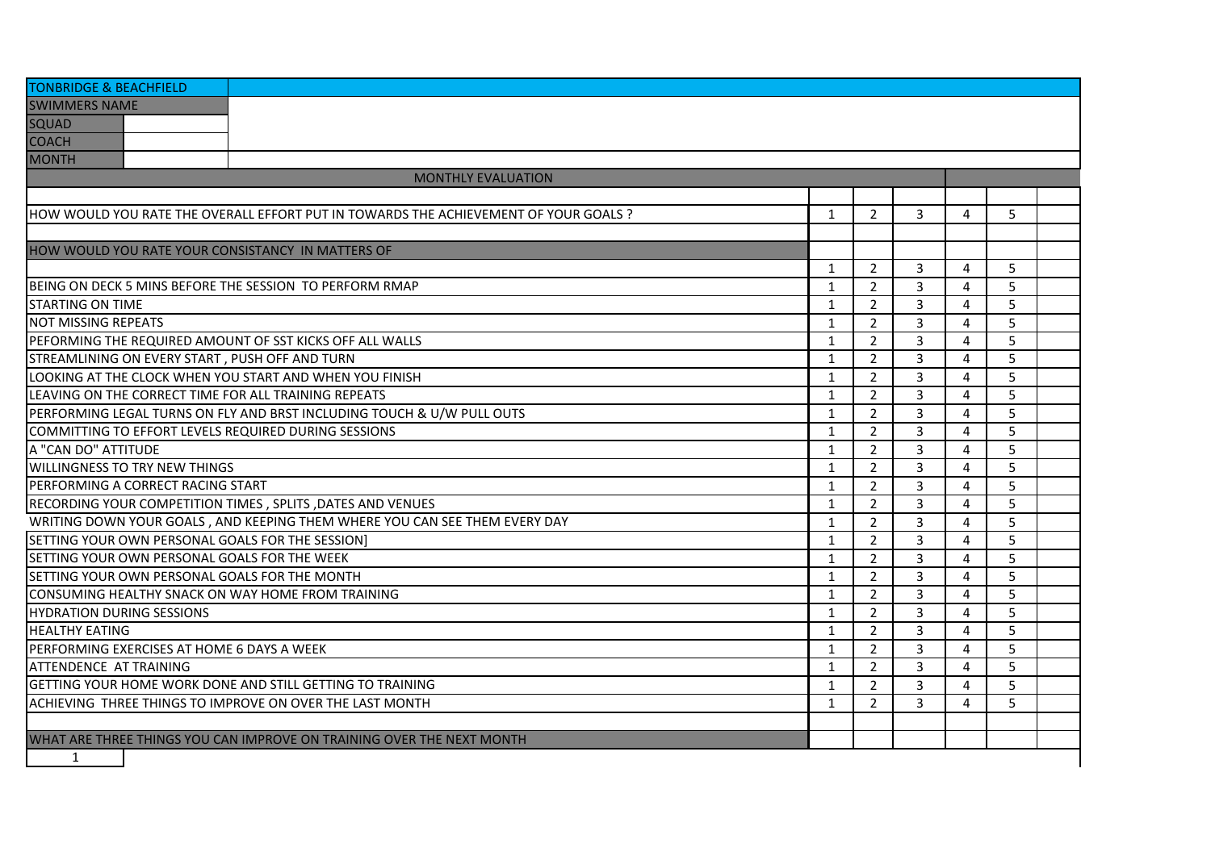| TONBRIDGE & BEACHFIELD | | | | | | | |
|---|---|---|---|---|---|---|---|
| SWIMMERS NAME | | | | | | | |
| SQUAD | | | | | | | |
| COACH | | | | | | | |
| MONTH | | | | | | | |
| MONTHLY EVALUATION | | | | | | | |
| | | | | | | | |
| HOW WOULD YOU RATE THE OVERALL EFFORT PUT IN TOWARDS THE ACHIEVEMENT OF YOUR GOALS ? | 1 | 2 | 3 | 4 | 5 | | |
| | | | | | | | |
| HOW WOULD YOU RATE YOUR CONSISTANCY IN MATTERS OF | | | | | | | |
| | 1 | 2 | 3 | 4 | 5 | | |
| BEING ON DECK 5 MINS BEFORE THE SESSION TO PERFORM RMAP | 1 | 2 | 3 | 4 | 5 | | |
| STARTING ON TIME | 1 | 2 | 3 | 4 | 5 | | |
| NOT MISSING REPEATS | 1 | 2 | 3 | 4 | 5 | | |
| PEFORMING THE REQUIRED AMOUNT OF SST KICKS OFF ALL WALLS | 1 | 2 | 3 | 4 | 5 | | |
| STREAMLINING ON EVERY START , PUSH OFF AND TURN | 1 | 2 | 3 | 4 | 5 | | |
| LOOKING AT THE CLOCK WHEN YOU START AND WHEN YOU FINISH | 1 | 2 | 3 | 4 | 5 | | |
| LEAVING ON THE CORRECT TIME FOR ALL TRAINING REPEATS | 1 | 2 | 3 | 4 | 5 | | |
| PERFORMING LEGAL TURNS ON FLY AND BRST INCLUDING TOUCH & U/W PULL OUTS | 1 | 2 | 3 | 4 | 5 | | |
| COMMITTING TO EFFORT LEVELS REQUIRED DURING SESSIONS | 1 | 2 | 3 | 4 | 5 | | |
| A "CAN DO" ATTITUDE | 1 | 2 | 3 | 4 | 5 | | |
| WILLINGNESS TO TRY NEW THINGS | 1 | 2 | 3 | 4 | 5 | | |
| PERFORMING A CORRECT RACING START | 1 | 2 | 3 | 4 | 5 | | |
| RECORDING YOUR COMPETITION TIMES , SPLITS ,DATES AND VENUES | 1 | 2 | 3 | 4 | 5 | | |
| WRITING DOWN YOUR GOALS , AND KEEPING THEM WHERE YOU CAN SEE THEM EVERY DAY | 1 | 2 | 3 | 4 | 5 | | |
| SETTING YOUR OWN PERSONAL GOALS FOR THE SESSION] | 1 | 2 | 3 | 4 | 5 | | |
| SETTING YOUR OWN PERSONAL GOALS FOR THE WEEK | 1 | 2 | 3 | 4 | 5 | | |
| SETTING YOUR OWN PERSONAL GOALS FOR THE MONTH | 1 | 2 | 3 | 4 | 5 | | |
| CONSUMING HEALTHY SNACK ON WAY HOME FROM TRAINING | 1 | 2 | 3 | 4 | 5 | | |
| HYDRATION DURING SESSIONS | 1 | 2 | 3 | 4 | 5 | | |
| HEALTHY EATING | 1 | 2 | 3 | 4 | 5 | | |
| PERFORMING EXERCISES AT HOME 6 DAYS A WEEK | 1 | 2 | 3 | 4 | 5 | | |
| ATTENDENCE AT TRAINING | 1 | 2 | 3 | 4 | 5 | | |
| GETTING YOUR HOME WORK DONE AND STILL GETTING TO TRAINING | 1 | 2 | 3 | 4 | 5 | | |
| ACHIEVING THREE THINGS TO IMPROVE ON OVER THE LAST MONTH | 1 | 2 | 3 | 4 | 5 | | |
| | | | | | | | |
| WHAT ARE THREE THINGS YOU CAN IMPROVE ON TRAINING OVER THE NEXT MONTH | | | | | | | |
| 1 | | | | | | | |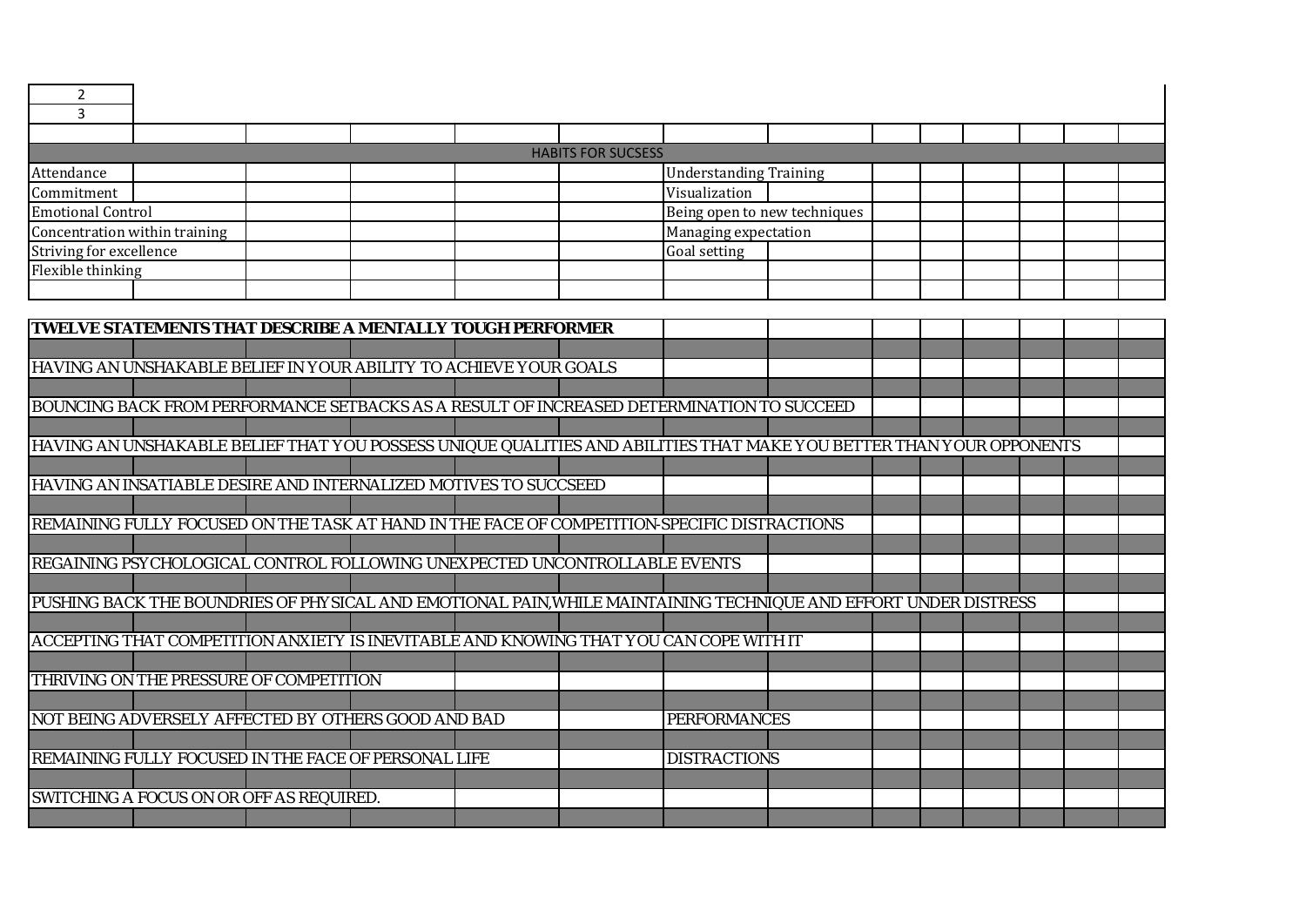| | |
|---|---|
| 2 | |
| 3 | |

## HABITS FOR SUCSESS

| | |
|---|---|
| Attendance | Understanding Training |
| Commitment | Visualization |
| Emotional Control | Being open to new techniques |
| Concentration within training | Managing expectation |
| Striving for excellence | Goal setting |
| Flexible thinking | |

## TWELVE STATEMENTS THAT DESCRIBE A MENTALLY TOUGH PERFORMER

HAVING AN UNSHAKABLE BELIEF IN YOUR ABILITY TO ACHIEVE YOUR GOALS

BOUNCING BACK FROM PERFORMANCE SETBACKS AS A RESULT OF INCREASED DETERMINATION TO SUCCEED

HAVING AN UNSHAKABLE BELIEF THAT YOU POSSESS UNIQUE QUALITIES AND ABILITIES THAT MAKE YOU BETTER THAN YOUR OPPONENTS

HAVING AN INSATIABLE DESIRE AND INTERNALIZED MOTIVES TO SUCCSEED

REMAINING FULLY FOCUSED ON THE TASK AT HAND IN THE FACE OF COMPETITION-SPECIFIC DISTRACTIONS

REGAINING PSYCHOLOGICAL CONTROL FOLLOWING UNEXPECTED UNCONTROLLABLE EVENTS

PUSHING BACK THE BOUNDRIES OF PHYSICAL AND EMOTIONAL PAIN,WHILE MAINTAINING TECHNIQUE AND EFFORT UNDER DISTRESS

ACCEPTING THAT COMPETITION ANXIETY IS INEVITABLE AND KNOWING THAT YOU CAN COPE WITH IT

THRIVING ON THE PRESSURE OF COMPETITION

NOT BEING ADVERSELY AFFECTED BY OTHERS GOOD AND BAD PERFORMANCES

REMAINING FULLY FOCUSED IN THE FACE OF PERSONAL LIFE DISTRACTIONS

SWITCHING A FOCUS ON OR OFF AS REQUIRED.